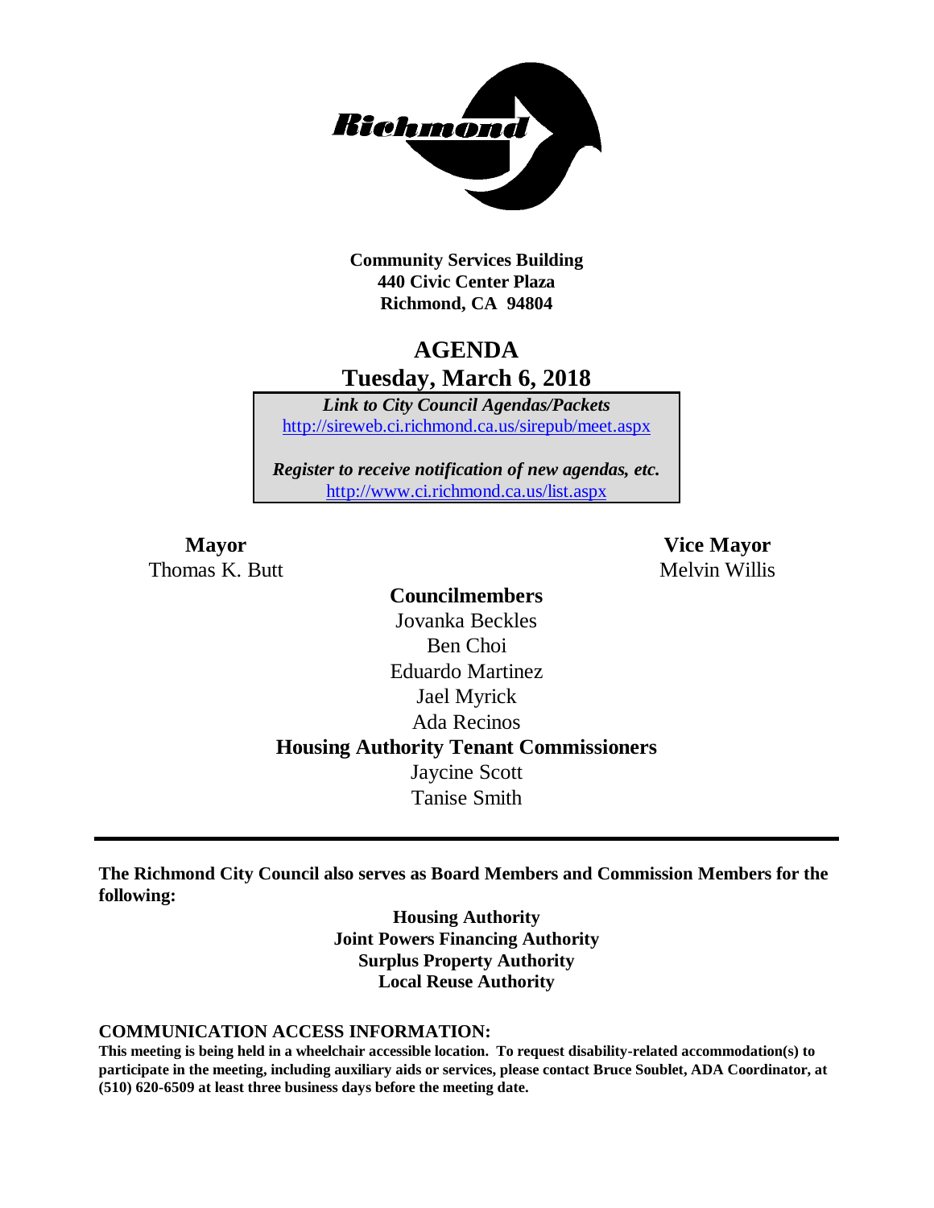**Community Services Building**
**440 Civic Center Plaza**
**Richmond, CA 94804**

# AGENDA
## Tuesday, March 6, 2018

***Link to City Council Agendas/Packets***
http://sireweb.ci.richmond.ca.us/sirepub/meet.aspx

***Register to receive notification of new agendas, etc.***
http://www.ci.richmond.ca.us/list.aspx

**Mayor**
Thomas K. Butt

**Vice Mayor**
Melvin Willis

**Councilmembers**
Jovanka Beckles
Ben Choi
Eduardo Martinez
Jael Myrick
Ada Recinos

**Housing Authority Tenant Commissioners**
Jaycine Scott
Tanise Smith

---

**The Richmond City Council also serves as Board Members and Commission Members for the following:**

**Housing Authority**
**Joint Powers Financing Authority**
**Surplus Property Authority**
**Local Reuse Authority**

**COMMUNICATION ACCESS INFORMATION:**
**This meeting is being held in a wheelchair accessible location. To request disability-related accommodation(s) to participate in the meeting, including auxiliary aids or services, please contact Bruce Soublet, ADA Coordinator, at (510) 620-6509 at least three business days before the meeting date.**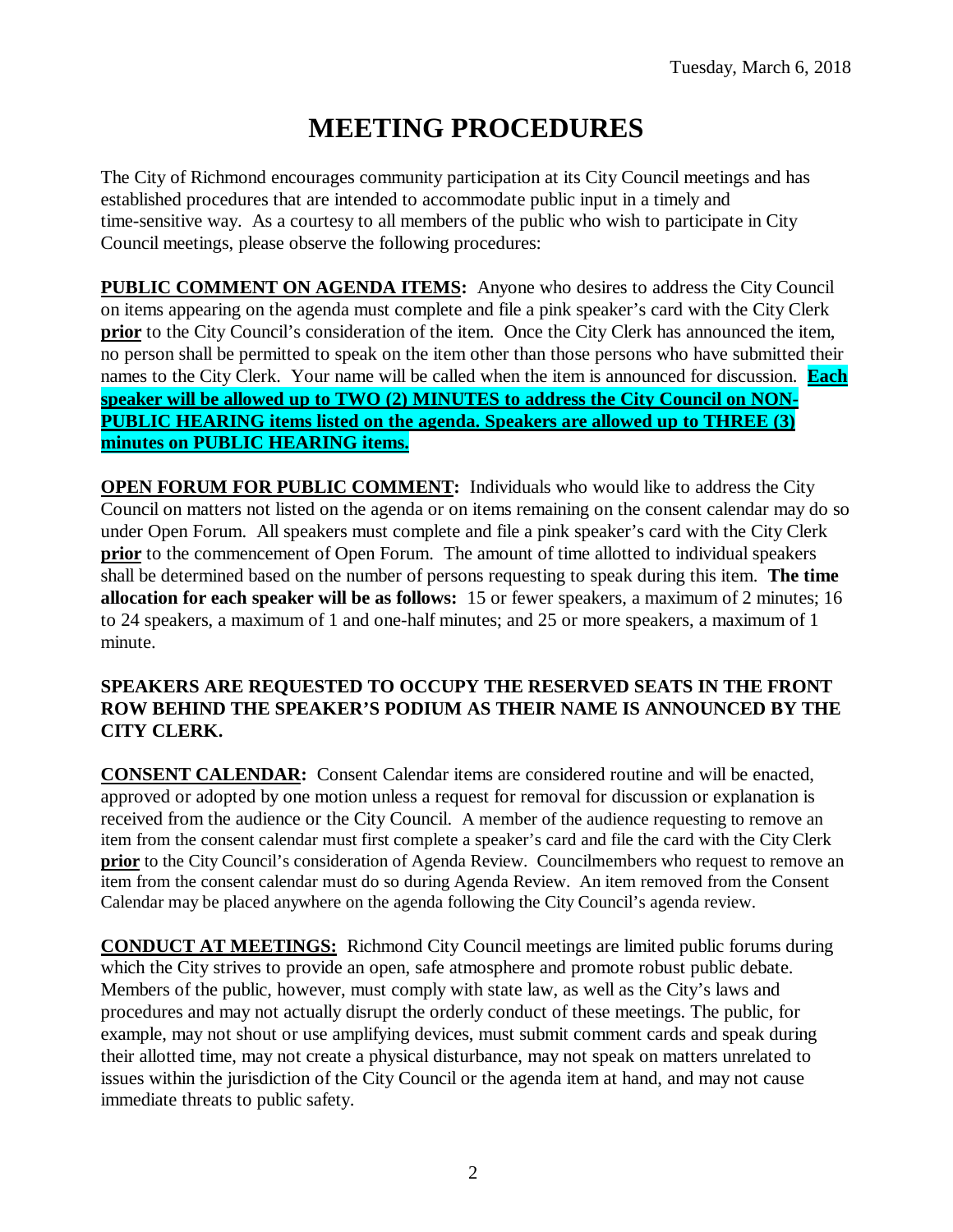# MEETING PROCEDURES

The City of Richmond encourages community participation at its City Council meetings and has established procedures that are intended to accommodate public input in a timely and time-sensitive way. As a courtesy to all members of the public who wish to participate in City Council meetings, please observe the following procedures:

**PUBLIC COMMENT ON AGENDA ITEMS:** Anyone who desires to address the City Council on items appearing on the agenda must complete and file a pink speaker's card with the City Clerk **prior** to the City Council's consideration of the item. Once the City Clerk has announced the item, no person shall be permitted to speak on the item other than those persons who have submitted their names to the City Clerk. Your name will be called when the item is announced for discussion. **Each speaker will be allowed up to TWO (2) MINUTES to address the City Council on NON-PUBLIC HEARING items listed on the agenda. Speakers are allowed up to THREE (3) minutes on PUBLIC HEARING items.**

**OPEN FORUM FOR PUBLIC COMMENT:** Individuals who would like to address the City Council on matters not listed on the agenda or on items remaining on the consent calendar may do so under Open Forum. All speakers must complete and file a pink speaker's card with the City Clerk **prior** to the commencement of Open Forum. The amount of time allotted to individual speakers shall be determined based on the number of persons requesting to speak during this item. **The time allocation for each speaker will be as follows:** 15 or fewer speakers, a maximum of 2 minutes; 16 to 24 speakers, a maximum of 1 and one-half minutes; and 25 or more speakers, a maximum of 1 minute.

**SPEAKERS ARE REQUESTED TO OCCUPY THE RESERVED SEATS IN THE FRONT ROW BEHIND THE SPEAKER'S PODIUM AS THEIR NAME IS ANNOUNCED BY THE CITY CLERK.**

**CONSENT CALENDAR:** Consent Calendar items are considered routine and will be enacted, approved or adopted by one motion unless a request for removal for discussion or explanation is received from the audience or the City Council. A member of the audience requesting to remove an item from the consent calendar must first complete a speaker's card and file the card with the City Clerk **prior** to the City Council's consideration of Agenda Review. Councilmembers who request to remove an item from the consent calendar must do so during Agenda Review. An item removed from the Consent Calendar may be placed anywhere on the agenda following the City Council's agenda review.

**CONDUCT AT MEETINGS:** Richmond City Council meetings are limited public forums during which the City strives to provide an open, safe atmosphere and promote robust public debate. Members of the public, however, must comply with state law, as well as the City's laws and procedures and may not actually disrupt the orderly conduct of these meetings. The public, for example, may not shout or use amplifying devices, must submit comment cards and speak during their allotted time, may not create a physical disturbance, may not speak on matters unrelated to issues within the jurisdiction of the City Council or the agenda item at hand, and may not cause immediate threats to public safety.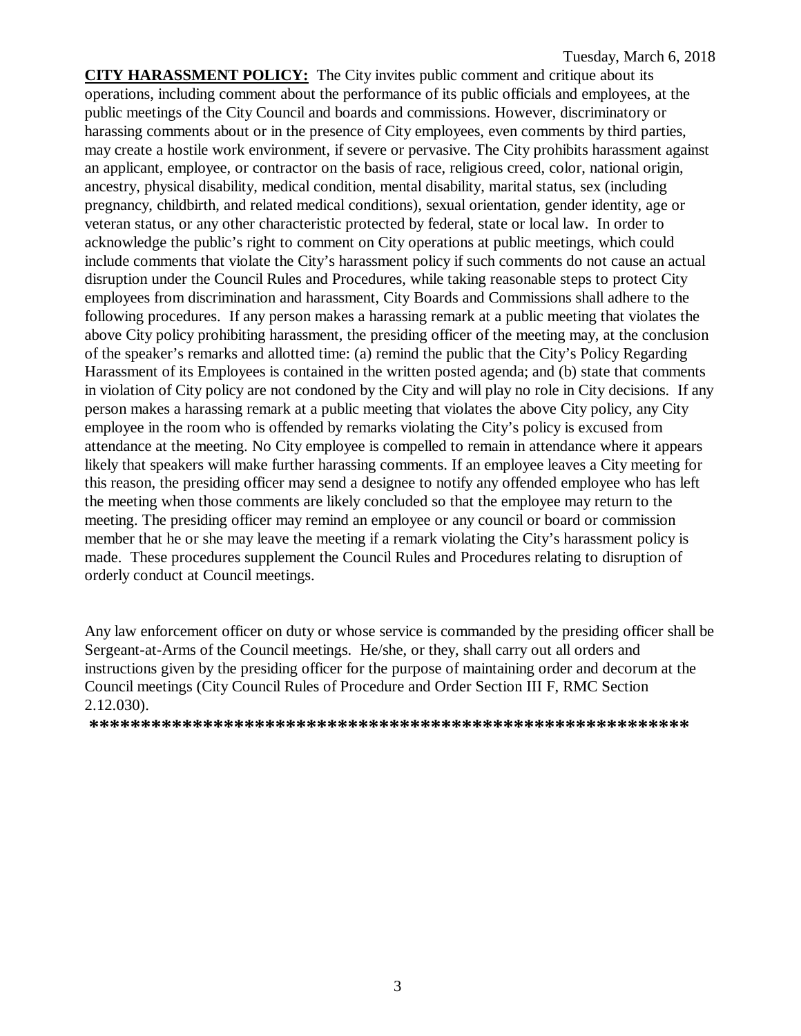**CITY HARASSMENT POLICY:** The City invites public comment and critique about its operations, including comment about the performance of its public officials and employees, at the public meetings of the City Council and boards and commissions. However, discriminatory or harassing comments about or in the presence of City employees, even comments by third parties, may create a hostile work environment, if severe or pervasive. The City prohibits harassment against an applicant, employee, or contractor on the basis of race, religious creed, color, national origin, ancestry, physical disability, medical condition, mental disability, marital status, sex (including pregnancy, childbirth, and related medical conditions), sexual orientation, gender identity, age or veteran status, or any other characteristic protected by federal, state or local law. In order to acknowledge the public's right to comment on City operations at public meetings, which could include comments that violate the City's harassment policy if such comments do not cause an actual disruption under the Council Rules and Procedures, while taking reasonable steps to protect City employees from discrimination and harassment, City Boards and Commissions shall adhere to the following procedures. If any person makes a harassing remark at a public meeting that violates the above City policy prohibiting harassment, the presiding officer of the meeting may, at the conclusion of the speaker's remarks and allotted time: (a) remind the public that the City's Policy Regarding Harassment of its Employees is contained in the written posted agenda; and (b) state that comments in violation of City policy are not condoned by the City and will play no role in City decisions. If any person makes a harassing remark at a public meeting that violates the above City policy, any City employee in the room who is offended by remarks violating the City's policy is excused from attendance at the meeting. No City employee is compelled to remain in attendance where it appears likely that speakers will make further harassing comments. If an employee leaves a City meeting for this reason, the presiding officer may send a designee to notify any offended employee who has left the meeting when those comments are likely concluded so that the employee may return to the meeting. The presiding officer may remind an employee or any council or board or commission member that he or she may leave the meeting if a remark violating the City's harassment policy is made. These procedures supplement the Council Rules and Procedures relating to disruption of orderly conduct at Council meetings.

Any law enforcement officer on duty or whose service is commanded by the presiding officer shall be Sergeant-at-Arms of the Council meetings. He/she, or they, shall carry out all orders and instructions given by the presiding officer for the purpose of maintaining order and decorum at the Council meetings (City Council Rules of Procedure and Order Section III F, RMC Section 2.12.030).

**************************************************************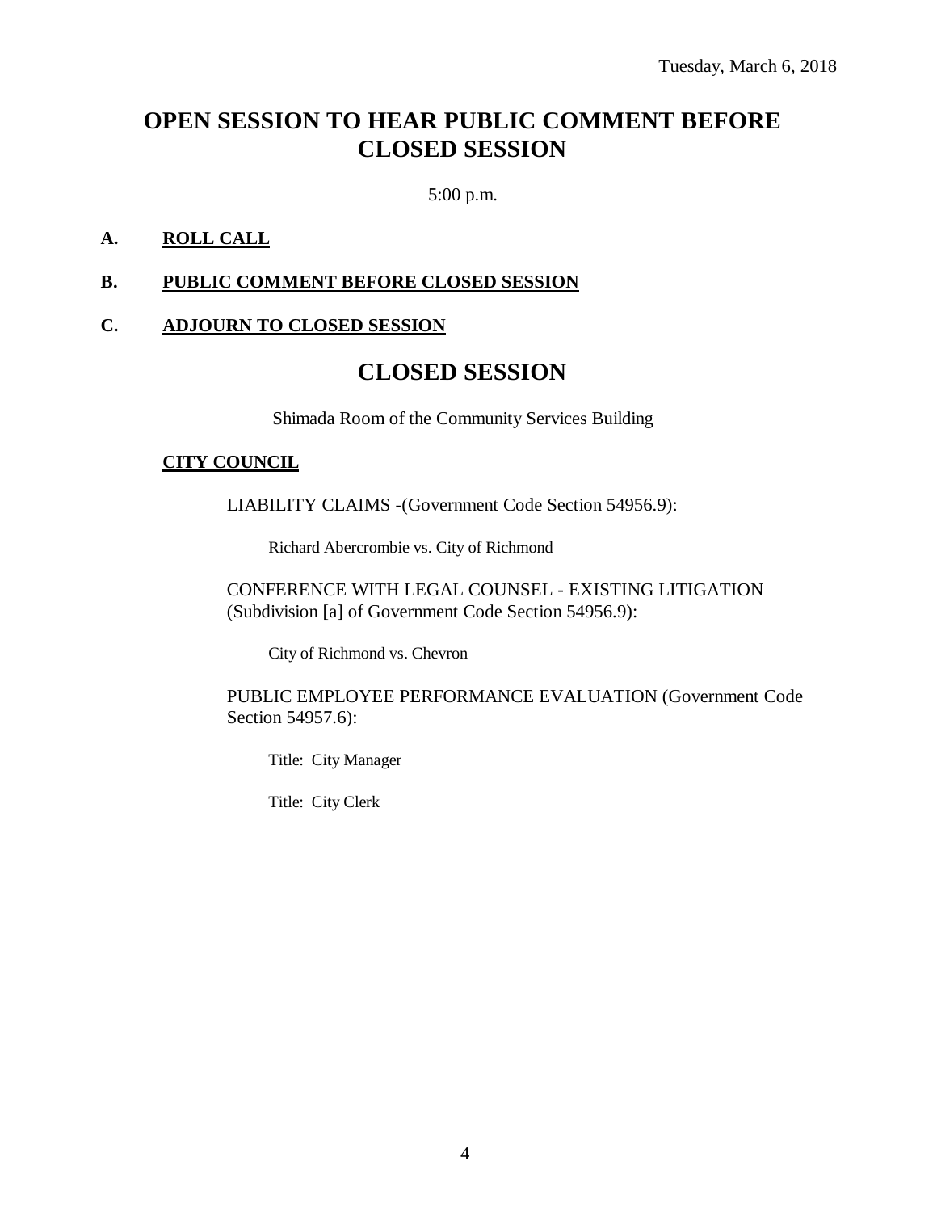Tuesday, March 6, 2018

# OPEN SESSION TO HEAR PUBLIC COMMENT BEFORE CLOSED SESSION

5:00 p.m.

**A. ROLL CALL**

**B. PUBLIC COMMENT BEFORE CLOSED SESSION**

**C. ADJOURN TO CLOSED SESSION**

# CLOSED SESSION

Shimada Room of the Community Services Building

**CITY COUNCIL**

LIABILITY CLAIMS -(Government Code Section 54956.9):

Richard Abercrombie vs. City of Richmond

CONFERENCE WITH LEGAL COUNSEL - EXISTING LITIGATION (Subdivision [a] of Government Code Section 54956.9):

City of Richmond vs. Chevron

PUBLIC EMPLOYEE PERFORMANCE EVALUATION (Government Code Section 54957.6):

Title: City Manager

Title: City Clerk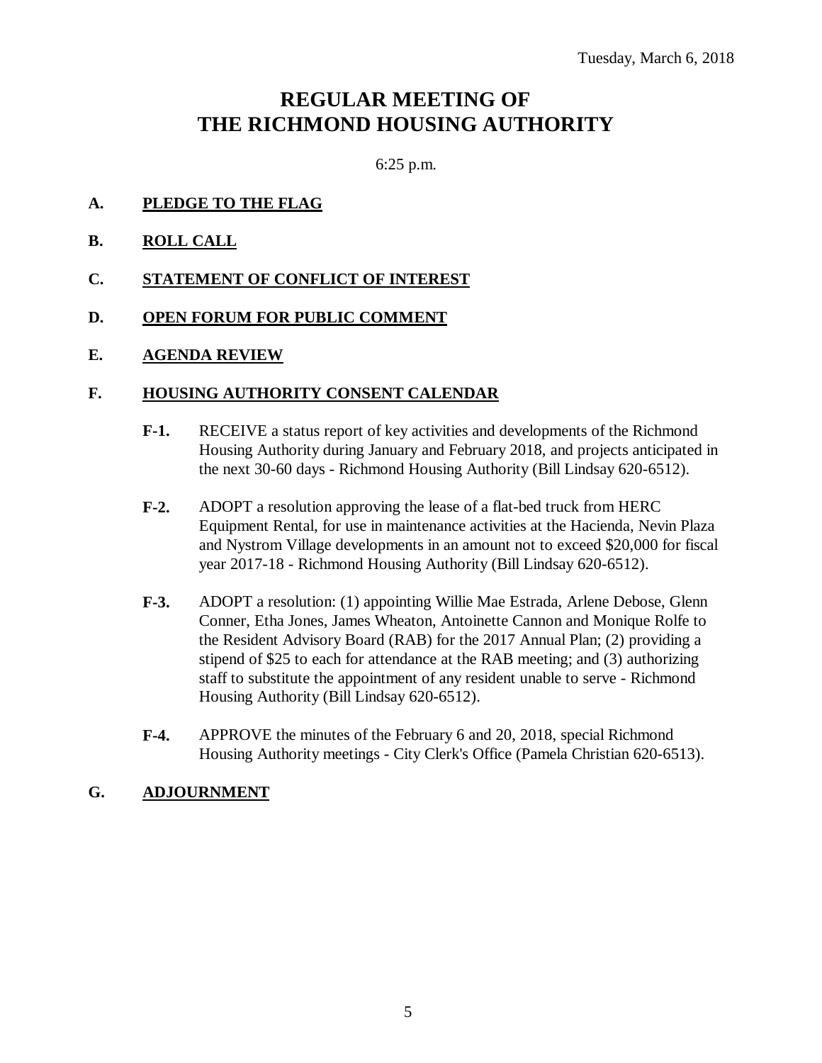Tuesday, March 6, 2018

# REGULAR MEETING OF THE RICHMOND HOUSING AUTHORITY

6:25 p.m.

**A. PLEDGE TO THE FLAG**

**B. ROLL CALL**

**C. STATEMENT OF CONFLICT OF INTEREST**

**D. OPEN FORUM FOR PUBLIC COMMENT**

**E. AGENDA REVIEW**

**F. HOUSING AUTHORITY CONSENT CALENDAR**

**F-1.** RECEIVE a status report of key activities and developments of the Richmond Housing Authority during January and February 2018, and projects anticipated in the next 30-60 days - Richmond Housing Authority (Bill Lindsay 620-6512).

**F-2.** ADOPT a resolution approving the lease of a flat-bed truck from HERC Equipment Rental, for use in maintenance activities at the Hacienda, Nevin Plaza and Nystrom Village developments in an amount not to exceed $20,000 for fiscal year 2017-18 - Richmond Housing Authority (Bill Lindsay 620-6512).

**F-3.** ADOPT a resolution: (1) appointing Willie Mae Estrada, Arlene Debose, Glenn Conner, Etha Jones, James Wheaton, Antoinette Cannon and Monique Rolfe to the Resident Advisory Board (RAB) for the 2017 Annual Plan; (2) providing a stipend of $25 to each for attendance at the RAB meeting; and (3) authorizing staff to substitute the appointment of any resident unable to serve - Richmond Housing Authority (Bill Lindsay 620-6512).

**F-4.** APPROVE the minutes of the February 6 and 20, 2018, special Richmond Housing Authority meetings - City Clerk's Office (Pamela Christian 620-6513).

**G. ADJOURNMENT**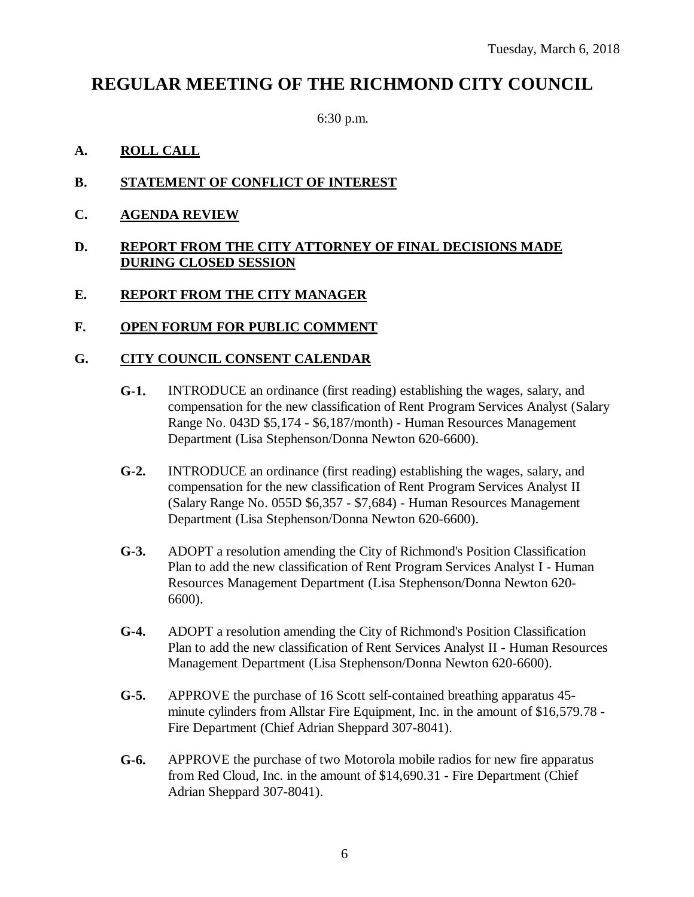Tuesday, March 6, 2018

# REGULAR MEETING OF THE RICHMOND CITY COUNCIL

6:30 p.m.

**A. ROLL CALL**

**B. STATEMENT OF CONFLICT OF INTEREST**

**C. AGENDA REVIEW**

**D. REPORT FROM THE CITY ATTORNEY OF FINAL DECISIONS MADE DURING CLOSED SESSION**

**E. REPORT FROM THE CITY MANAGER**

**F. OPEN FORUM FOR PUBLIC COMMENT**

**G. CITY COUNCIL CONSENT CALENDAR**

**G-1.** INTRODUCE an ordinance (first reading) establishing the wages, salary, and compensation for the new classification of Rent Program Services Analyst (Salary Range No. 043D $5,174 - $6,187/month) - Human Resources Management Department (Lisa Stephenson/Donna Newton 620-6600).

**G-2.** INTRODUCE an ordinance (first reading) establishing the wages, salary, and compensation for the new classification of Rent Program Services Analyst II (Salary Range No. 055D $6,357 - $7,684) - Human Resources Management Department (Lisa Stephenson/Donna Newton 620-6600).

**G-3.** ADOPT a resolution amending the City of Richmond's Position Classification Plan to add the new classification of Rent Program Services Analyst I - Human Resources Management Department (Lisa Stephenson/Donna Newton 620-6600).

**G-4.** ADOPT a resolution amending the City of Richmond's Position Classification Plan to add the new classification of Rent Services Analyst II - Human Resources Management Department (Lisa Stephenson/Donna Newton 620-6600).

**G-5.** APPROVE the purchase of 16 Scott self-contained breathing apparatus 45-minute cylinders from Allstar Fire Equipment, Inc. in the amount of $16,579.78 - Fire Department (Chief Adrian Sheppard 307-8041).

**G-6.** APPROVE the purchase of two Motorola mobile radios for new fire apparatus from Red Cloud, Inc. in the amount of $14,690.31 - Fire Department (Chief Adrian Sheppard 307-8041).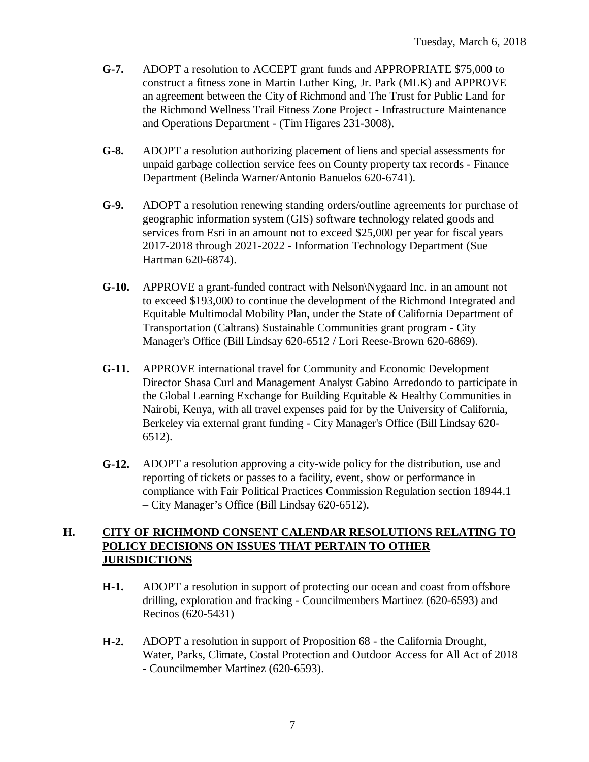**G-7.** ADOPT a resolution to ACCEPT grant funds and APPROPRIATE $75,000 to construct a fitness zone in Martin Luther King, Jr. Park (MLK) and APPROVE an agreement between the City of Richmond and The Trust for Public Land for the Richmond Wellness Trail Fitness Zone Project - Infrastructure Maintenance and Operations Department - (Tim Higares 231-3008).

**G-8.** ADOPT a resolution authorizing placement of liens and special assessments for unpaid garbage collection service fees on County property tax records - Finance Department (Belinda Warner/Antonio Banuelos 620-6741).

**G-9.** ADOPT a resolution renewing standing orders/outline agreements for purchase of geographic information system (GIS) software technology related goods and services from Esri in an amount not to exceed $25,000 per year for fiscal years 2017-2018 through 2021-2022 - Information Technology Department (Sue Hartman 620-6874).

**G-10.** APPROVE a grant-funded contract with Nelson\Nygaard Inc. in an amount not to exceed $193,000 to continue the development of the Richmond Integrated and Equitable Multimodal Mobility Plan, under the State of California Department of Transportation (Caltrans) Sustainable Communities grant program - City Manager's Office (Bill Lindsay 620-6512 / Lori Reese-Brown 620-6869).

**G-11.** APPROVE international travel for Community and Economic Development Director Shasa Curl and Management Analyst Gabino Arredondo to participate in the Global Learning Exchange for Building Equitable & Healthy Communities in Nairobi, Kenya, with all travel expenses paid for by the University of California, Berkeley via external grant funding - City Manager's Office (Bill Lindsay 620-6512).

**G-12.** ADOPT a resolution approving a city-wide policy for the distribution, use and reporting of tickets or passes to a facility, event, show or performance in compliance with Fair Political Practices Commission Regulation section 18944.1 – City Manager's Office (Bill Lindsay 620-6512).

## H. CITY OF RICHMOND CONSENT CALENDAR RESOLUTIONS RELATING TO POLICY DECISIONS ON ISSUES THAT PERTAIN TO OTHER JURISDICTIONS

**H-1.** ADOPT a resolution in support of protecting our ocean and coast from offshore drilling, exploration and fracking - Councilmembers Martinez (620-6593) and Recinos (620-5431)

**H-2.** ADOPT a resolution in support of Proposition 68 - the California Drought, Water, Parks, Climate, Costal Protection and Outdoor Access for All Act of 2018 - Councilmember Martinez (620-6593).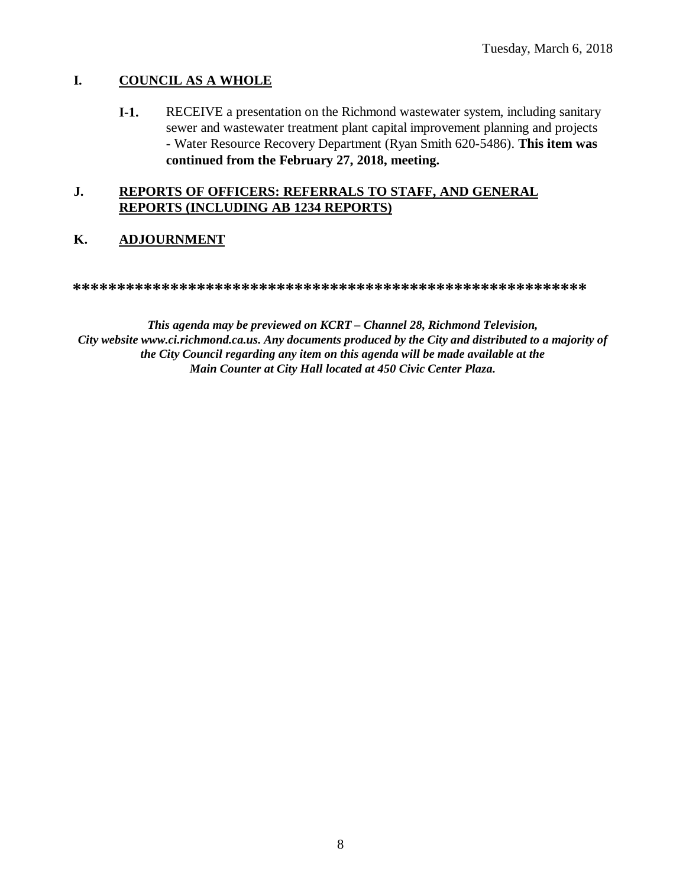Tuesday, March 6, 2018

## I. COUNCIL AS A WHOLE

**I-1.** RECEIVE a presentation on the Richmond wastewater system, including sanitary sewer and wastewater treatment plant capital improvement planning and projects - Water Resource Recovery Department (Ryan Smith 620-5486). **This item was continued from the February 27, 2018, meeting.**

## J. REPORTS OF OFFICERS: REFERRALS TO STAFF, AND GENERAL REPORTS (INCLUDING AB 1234 REPORTS)

## K. ADJOURNMENT

**********************************************************

***This agenda may be previewed on KCRT – Channel 28, Richmond Television, City website www.ci.richmond.ca.us. Any documents produced by the City and distributed to a majority of the City Council regarding any item on this agenda will be made available at the Main Counter at City Hall located at 450 Civic Center Plaza.***